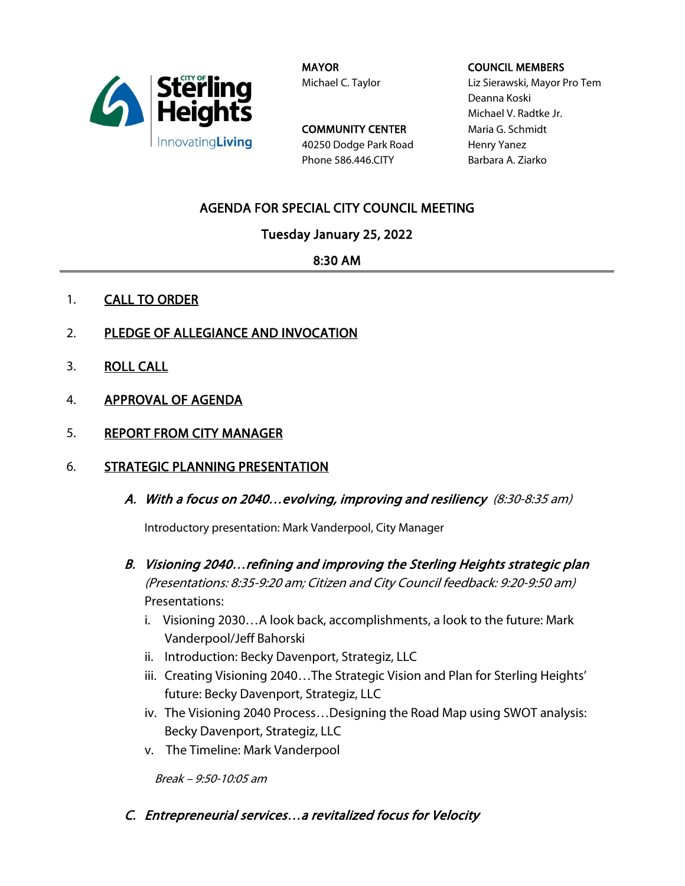**MAYOR**
Michael C. Taylor

**COMMUNITY CENTER**
40250 Dodge Park Road
Phone 586.446.CITY

**COUNCIL MEMBERS**
Liz Sierawski, Mayor Pro Tem
Deanna Koski
Michael V. Radtke Jr.
Maria G. Schmidt
Henry Yanez
Barbara A. Ziarko

# AGENDA FOR SPECIAL CITY COUNCIL MEETING

## Tuesday January 25, 2022

## 8:30 AM

---

1. <u>CALL TO ORDER</u>

2. <u>PLEDGE OF ALLEGIANCE AND INVOCATION</u>

3. <u>ROLL CALL</u>

4. <u>APPROVAL OF AGENDA</u>

5. <u>REPORT FROM CITY MANAGER</u>

6. <u>STRATEGIC PLANNING PRESENTATION</u>

   **A. *With a focus on 2040…evolving, improving and resiliency*** *(8:30-8:35 am)*

   Introductory presentation: Mark Vanderpool, City Manager

   **B. *Visioning 2040…refining and improving the Sterling Heights strategic plan***
   *(Presentations: 8:35-9:20 am; Citizen and City Council feedback: 9:20-9:50 am)*
   Presentations:

   i. Visioning 2030…A look back, accomplishments, a look to the future: Mark Vanderpool/Jeff Bahorski
   ii. Introduction: Becky Davenport, Strategiz, LLC
   iii. Creating Visioning 2040…The Strategic Vision and Plan for Sterling Heights' future: Becky Davenport, Strategiz, LLC
   iv. The Visioning 2040 Process…Designing the Road Map using SWOT analysis: Becky Davenport, Strategiz, LLC
   v. The Timeline: Mark Vanderpool

   *Break – 9:50-10:05 am*

   **C. *Entrepreneurial services…a revitalized focus for Velocity***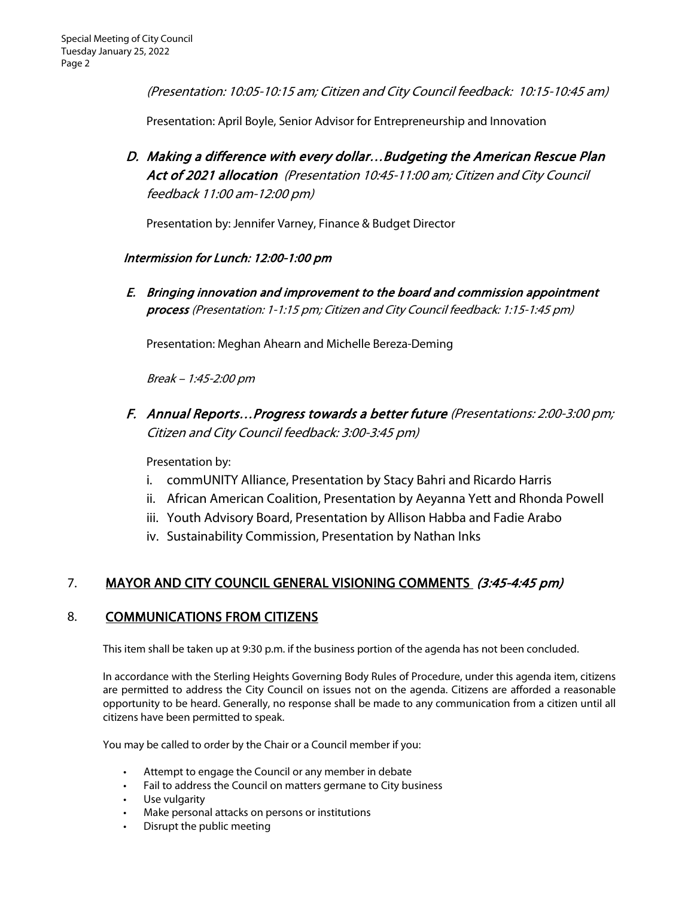*(Presentation: 10:05-10:15 am; Citizen and City Council feedback: 10:15-10:45 am)*

Presentation: April Boyle, Senior Advisor for Entrepreneurship and Innovation

D. ***Making a difference with every dollar…Budgeting the American Rescue Plan Act of 2021 allocation*** *(Presentation 10:45-11:00 am; Citizen and City Council feedback 11:00 am-12:00 pm)*

Presentation by: Jennifer Varney, Finance & Budget Director

***Intermission for Lunch: 12:00-1:00 pm***

E. ***Bringing innovation and improvement to the board and commission appointment process*** *(Presentation: 1-1:15 pm; Citizen and City Council feedback: 1:15-1:45 pm)*

Presentation: Meghan Ahearn and Michelle Bereza-Deming

*Break – 1:45-2:00 pm*

F. ***Annual Reports…Progress towards a better future*** *(Presentations: 2:00-3:00 pm; Citizen and City Council feedback: 3:00-3:45 pm)*

Presentation by:

i. commUNITY Alliance, Presentation by Stacy Bahri and Ricardo Harris
ii. African American Coalition, Presentation by Aeyanna Yett and Rhonda Powell
iii. Youth Advisory Board, Presentation by Allison Habba and Fadie Arabo
iv. Sustainability Commission, Presentation by Nathan Inks

## 7. MAYOR AND CITY COUNCIL GENERAL VISIONING COMMENTS *(3:45-4:45 pm)*

## 8. COMMUNICATIONS FROM CITIZENS

This item shall be taken up at 9:30 p.m. if the business portion of the agenda has not been concluded.

In accordance with the Sterling Heights Governing Body Rules of Procedure, under this agenda item, citizens are permitted to address the City Council on issues not on the agenda. Citizens are afforded a reasonable opportunity to be heard. Generally, no response shall be made to any communication from a citizen until all citizens have been permitted to speak.

You may be called to order by the Chair or a Council member if you:

- Attempt to engage the Council or any member in debate
- Fail to address the Council on matters germane to City business
- Use vulgarity
- Make personal attacks on persons or institutions
- Disrupt the public meeting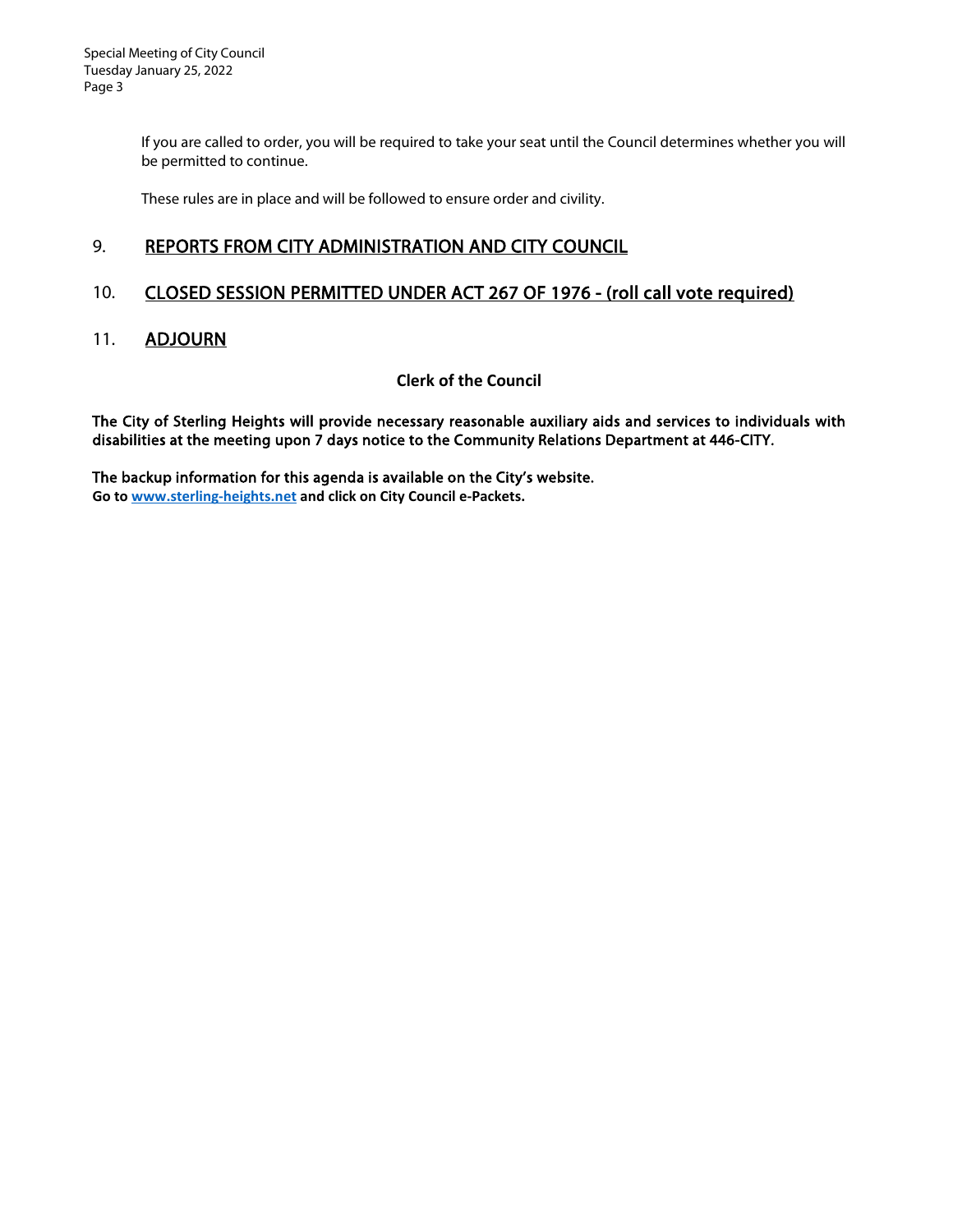If you are called to order, you will be required to take your seat until the Council determines whether you will be permitted to continue.

These rules are in place and will be followed to ensure order and civility.

## 9. REPORTS FROM CITY ADMINISTRATION AND CITY COUNCIL

## 10. CLOSED SESSION PERMITTED UNDER ACT 267 OF 1976 - (roll call vote required)

## 11. ADJOURN

**Clerk of the Council**

**The City of Sterling Heights will provide necessary reasonable auxiliary aids and services to individuals with disabilities at the meeting upon 7 days notice to the Community Relations Department at 446-CITY.**

**The backup information for this agenda is available on the City's website.**
**Go to [www.sterling-heights.net](http://www.sterling-heights.net) and click on City Council e-Packets.**